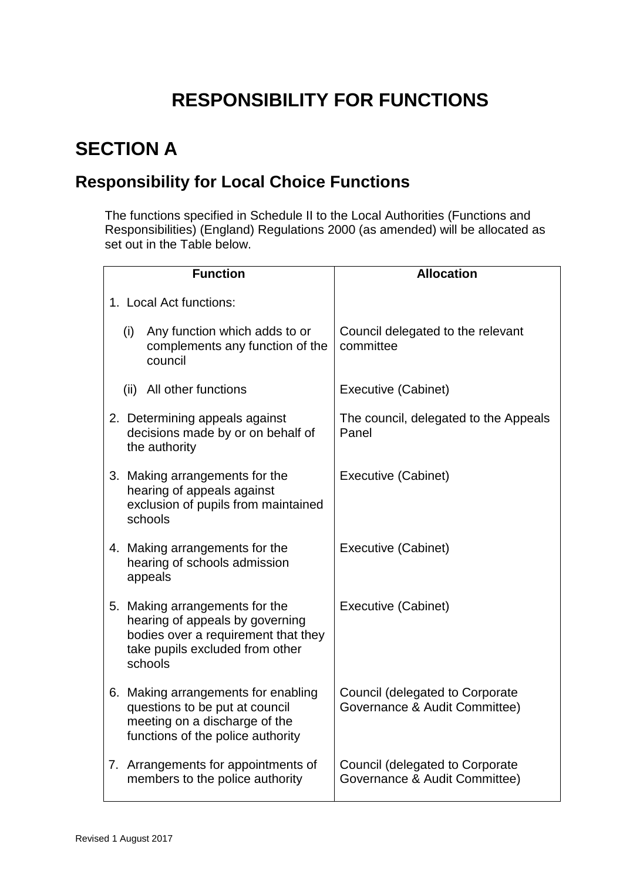# RESPONSIBILITY FOR FUNCTIONS

## SECTION A

### Responsibility for Local Choice Functions

The functions specified in Schedule II to the Local Authorities (Functions and Responsibilities) (England) Regulations 2000 (as amended) will be allocated as set out in the Table below.

| Function | Allocation |
|---|---|
| 1. Local Act functions: | |
| (i) Any function which adds to or complements any function of the council | Council delegated to the relevant committee |
| (ii) All other functions | Executive (Cabinet) |
| 2. Determining appeals against decisions made by or on behalf of the authority | The council, delegated to the Appeals Panel |
| 3. Making arrangements for the hearing of appeals against exclusion of pupils from maintained schools | Executive (Cabinet) |
| 4. Making arrangements for the hearing of schools admission appeals | Executive (Cabinet) |
| 5. Making arrangements for the hearing of appeals by governing bodies over a requirement that they take pupils excluded from other schools | Executive (Cabinet) |
| 6. Making arrangements for enabling questions to be put at council meeting on a discharge of the functions of the police authority | Council (delegated to Corporate Governance & Audit Committee) |
| 7. Arrangements for appointments of members to the police authority | Council (delegated to Corporate Governance & Audit Committee) |

Revised 1 August 2017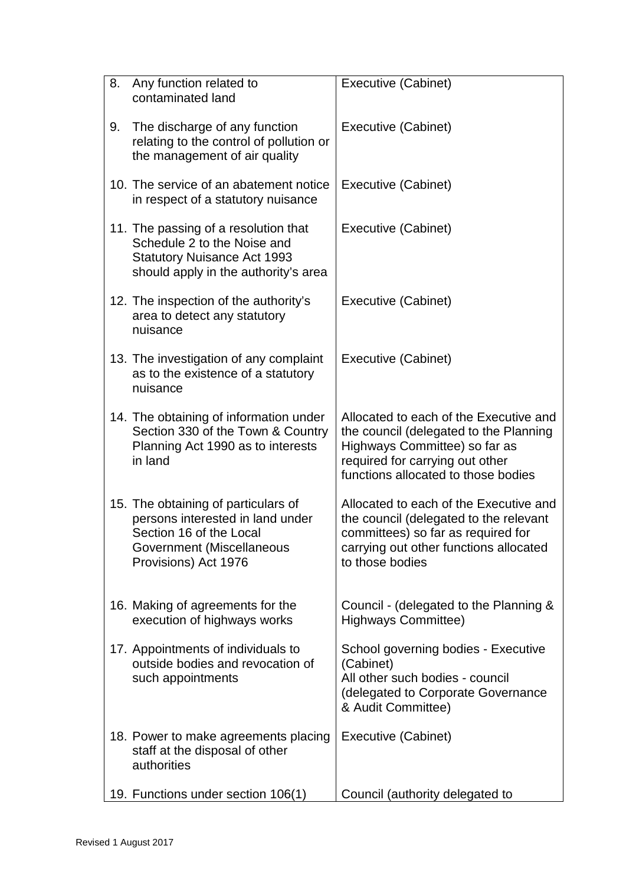| | |
|---|---|
| 8. Any function related to contaminated land | Executive (Cabinet) |
| 9. The discharge of any function relating to the control of pollution or the management of air quality | Executive (Cabinet) |
| 10. The service of an abatement notice in respect of a statutory nuisance | Executive (Cabinet) |
| 11. The passing of a resolution that Schedule 2 to the Noise and Statutory Nuisance Act 1993 should apply in the authority's area | Executive (Cabinet) |
| 12. The inspection of the authority's area to detect any statutory nuisance | Executive (Cabinet) |
| 13. The investigation of any complaint as to the existence of a statutory nuisance | Executive (Cabinet) |
| 14. The obtaining of information under Section 330 of the Town & Country Planning Act 1990 as to interests in land | Allocated to each of the Executive and the council (delegated to the Planning Highways Committee) so far as required for carrying out other functions allocated to those bodies |
| 15. The obtaining of particulars of persons interested in land under Section 16 of the Local Government (Miscellaneous Provisions) Act 1976 | Allocated to each of the Executive and the council (delegated to the relevant committees) so far as required for carrying out other functions allocated to those bodies |
| 16. Making of agreements for the execution of highways works | Council - (delegated to the Planning & Highways Committee) |
| 17. Appointments of individuals to outside bodies and revocation of such appointments | School governing bodies - Executive (Cabinet)<br>All other such bodies - council (delegated to Corporate Governance & Audit Committee) |
| 18. Power to make agreements placing staff at the disposal of other authorities | Executive (Cabinet) |
| 19. Functions under section 106(1) | Council (authority delegated to |

Revised 1 August 2017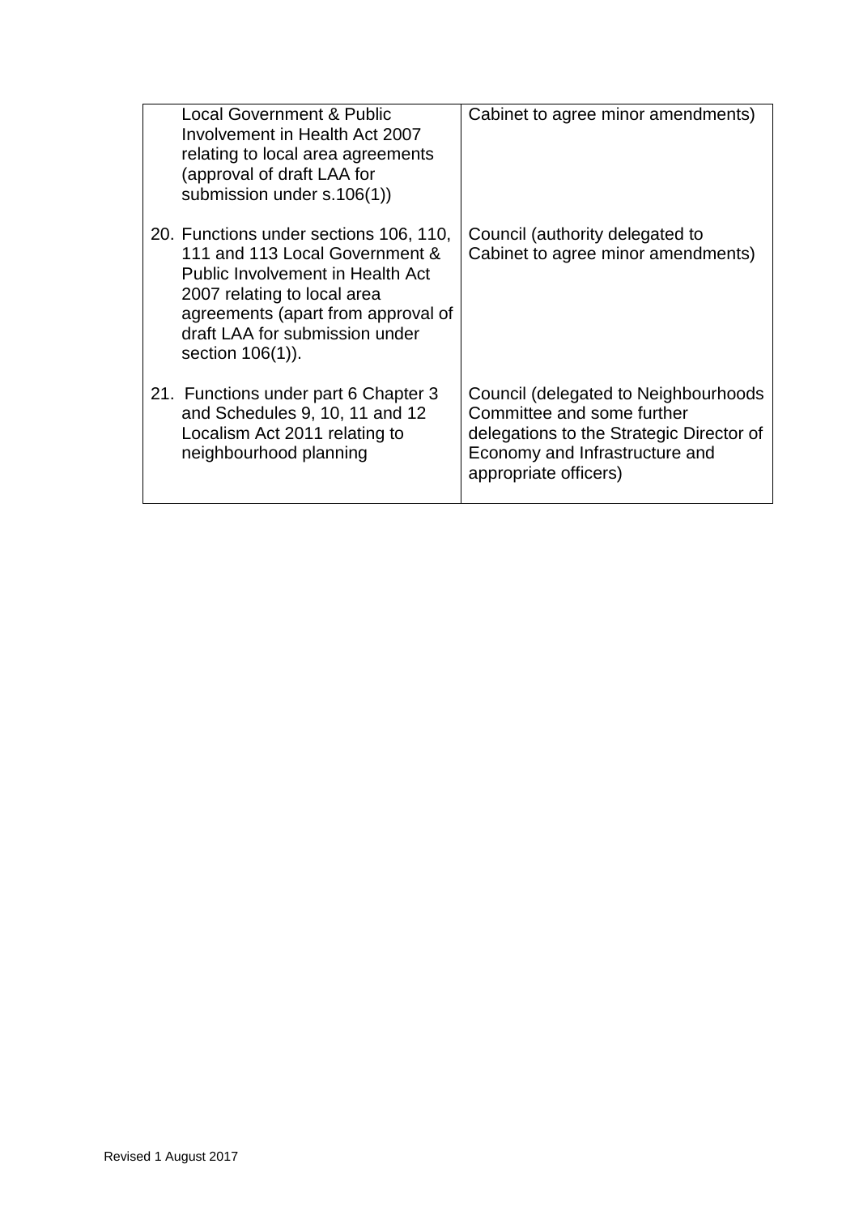| | |
|---|---|
| Local Government & Public Involvement in Health Act 2007 relating to local area agreements (approval of draft LAA for submission under s.106(1)) | Cabinet to agree minor amendments) |
| 20. Functions under sections 106, 110, 111 and 113 Local Government & Public Involvement in Health Act 2007 relating to local area agreements (apart from approval of draft LAA for submission under section 106(1)). | Council (authority delegated to Cabinet to agree minor amendments) |
| 21. Functions under part 6 Chapter 3 and Schedules 9, 10, 11 and 12 Localism Act 2011 relating to neighbourhood planning | Council (delegated to Neighbourhoods Committee and some further delegations to the Strategic Director of Economy and Infrastructure and appropriate officers) |

Revised 1 August 2017